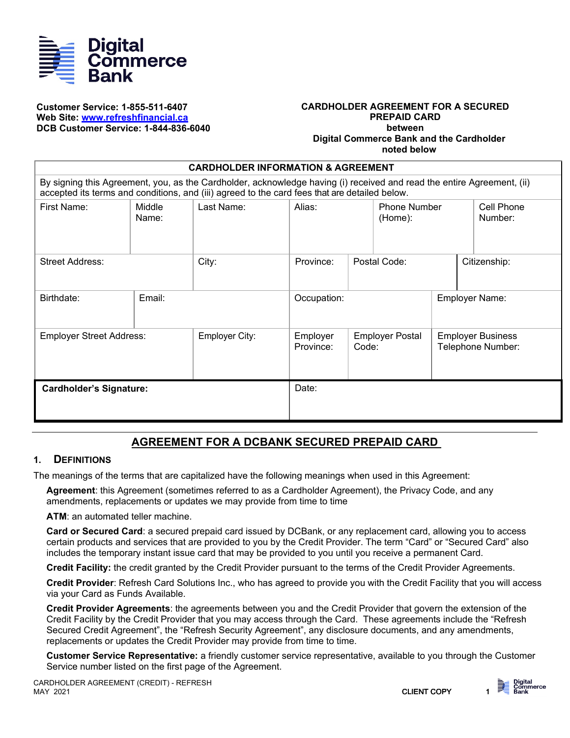Digital Commerce Bank

**Customer Service: 1-855-511-6407**
**Web Site: [www.refreshfinancial.ca](http://www.refreshfinancial.ca)**
**DCB Customer Service: 1-844-836-6040**

**CARDHOLDER AGREEMENT FOR A SECURED PREPAID CARD between Digital Commerce Bank and the Cardholder noted below**

| **CARDHOLDER INFORMATION & AGREEMENT** | | | | | |
|---|---|---|---|---|---|
| By signing this Agreement, you, as the Cardholder, acknowledge having (i) received and read the entire Agreement, (ii) accepted its terms and conditions, and (iii) agreed to the card fees that are detailed below. | | | | | |
| First Name: | Middle Name: | Last Name: | Alias: | Phone Number (Home): | Cell Phone Number: |
| Street Address: | City: | Province: | Postal Code: | Citizenship: | |
| Birthdate: | Email: | Occupation: | Employer Name: | | |
| Employer Street Address: | Employer City: | Employer Province: | Employer Postal Code: | Employer Business Telephone Number: | |
| **Cardholder's Signature:** | | Date: | | | |

## AGREEMENT FOR A DCBANK SECURED PREPAID CARD

### 1. DEFINITIONS

The meanings of the terms that are capitalized have the following meanings when used in this Agreement:

**Agreement**: this Agreement (sometimes referred to as a Cardholder Agreement), the Privacy Code, and any amendments, replacements or updates we may provide from time to time

**ATM**: an automated teller machine.

**Card or Secured Card**: a secured prepaid card issued by DCBank, or any replacement card, allowing you to access certain products and services that are provided to you by the Credit Provider. The term "Card" or "Secured Card" also includes the temporary instant issue card that may be provided to you until you receive a permanent Card.

**Credit Facility:** the credit granted by the Credit Provider pursuant to the terms of the Credit Provider Agreements.

**Credit Provider**: Refresh Card Solutions Inc., who has agreed to provide you with the Credit Facility that you will access via your Card as Funds Available.

**Credit Provider Agreements**: the agreements between you and the Credit Provider that govern the extension of the Credit Facility by the Credit Provider that you may access through the Card. These agreements include the "Refresh Secured Credit Agreement", the "Refresh Security Agreement", any disclosure documents, and any amendments, replacements or updates the Credit Provider may provide from time to time.

**Customer Service Representative:** a friendly customer service representative, available to you through the Customer Service number listed on the first page of the Agreement.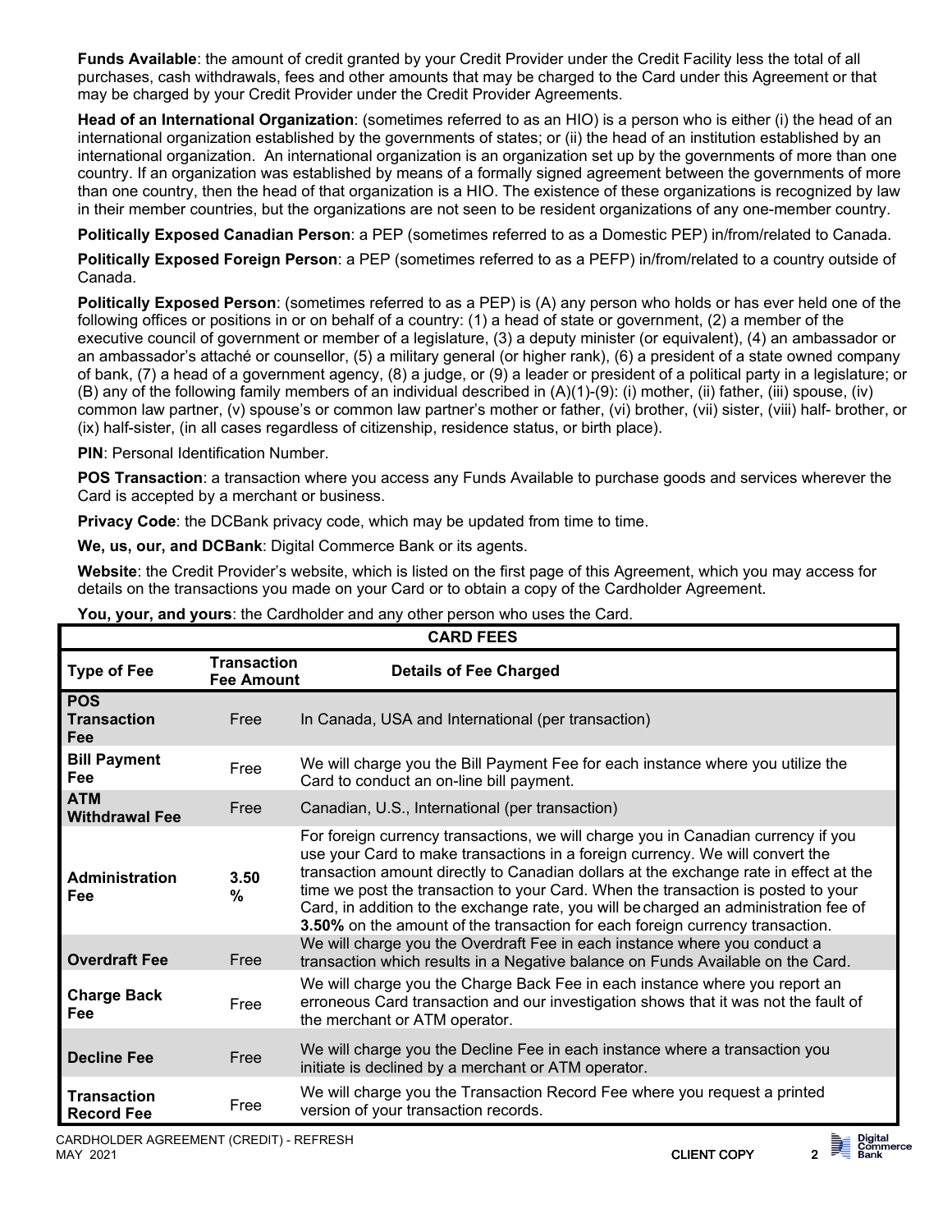**Funds Available**: the amount of credit granted by your Credit Provider under the Credit Facility less the total of all purchases, cash withdrawals, fees and other amounts that may be charged to the Card under this Agreement or that may be charged by your Credit Provider under the Credit Provider Agreements.

**Head of an International Organization**: (sometimes referred to as an HIO) is a person who is either (i) the head of an international organization established by the governments of states; or (ii) the head of an institution established by an international organization. An international organization is an organization set up by the governments of more than one country. If an organization was established by means of a formally signed agreement between the governments of more than one country, then the head of that organization is a HIO. The existence of these organizations is recognized by law in their member countries, but the organizations are not seen to be resident organizations of any one-member country.

**Politically Exposed Canadian Person**: a PEP (sometimes referred to as a Domestic PEP) in/from/related to Canada.

**Politically Exposed Foreign Person**: a PEP (sometimes referred to as a PEFP) in/from/related to a country outside of Canada.

**Politically Exposed Person**: (sometimes referred to as a PEP) is (A) any person who holds or has ever held one of the following offices or positions in or on behalf of a country: (1) a head of state or government, (2) a member of the executive council of government or member of a legislature, (3) a deputy minister (or equivalent), (4) an ambassador or an ambassador's attaché or counsellor, (5) a military general (or higher rank), (6) a president of a state owned company of bank, (7) a head of a government agency, (8) a judge, or (9) a leader or president of a political party in a legislature; or (B) any of the following family members of an individual described in (A)(1)-(9): (i) mother, (ii) father, (iii) spouse, (iv) common law partner, (v) spouse's or common law partner's mother or father, (vi) brother, (vii) sister, (viii) half- brother, or (ix) half-sister, (in all cases regardless of citizenship, residence status, or birth place).

**PIN**: Personal Identification Number.

**POS Transaction**: a transaction where you access any Funds Available to purchase goods and services wherever the Card is accepted by a merchant or business.

**Privacy Code**: the DCBank privacy code, which may be updated from time to time.

**We, us, our, and DCBank**: Digital Commerce Bank or its agents.

**Website**: the Credit Provider's website, which is listed on the first page of this Agreement, which you may access for details on the transactions you made on your Card or to obtain a copy of the Cardholder Agreement.

**You, your, and yours**: the Cardholder and any other person who uses the Card.

**CARD FEES**

| Type of Fee | Transaction Fee Amount | Details of Fee Charged |
|---|---|---|
| **POS Transaction Fee** | Free | In Canada, USA and International (per transaction) |
| **Bill Payment Fee** | Free | We will charge you the Bill Payment Fee for each instance where you utilize the Card to conduct an on-line bill payment. |
| **ATM Withdrawal Fee** | Free | Canadian, U.S., International (per transaction) |
| **Administration Fee** | **3.50 %** | For foreign currency transactions, we will charge you in Canadian currency if you use your Card to make transactions in a foreign currency. We will convert the transaction amount directly to Canadian dollars at the exchange rate in effect at the time we post the transaction to your Card. When the transaction is posted to your Card, in addition to the exchange rate, you will be charged an administration fee of **3.50%** on the amount of the transaction for each foreign currency transaction. |
| **Overdraft Fee** | Free | We will charge you the Overdraft Fee in each instance where you conduct a transaction which results in a Negative balance on Funds Available on the Card. |
| **Charge Back Fee** | Free | We will charge you the Charge Back Fee in each instance where you report an erroneous Card transaction and our investigation shows that it was not the fault of the merchant or ATM operator. |
| **Decline Fee** | Free | We will charge you the Decline Fee in each instance where a transaction you initiate is declined by a merchant or ATM operator. |
| **Transaction Record Fee** | Free | We will charge you the Transaction Record Fee where you request a printed version of your transaction records. |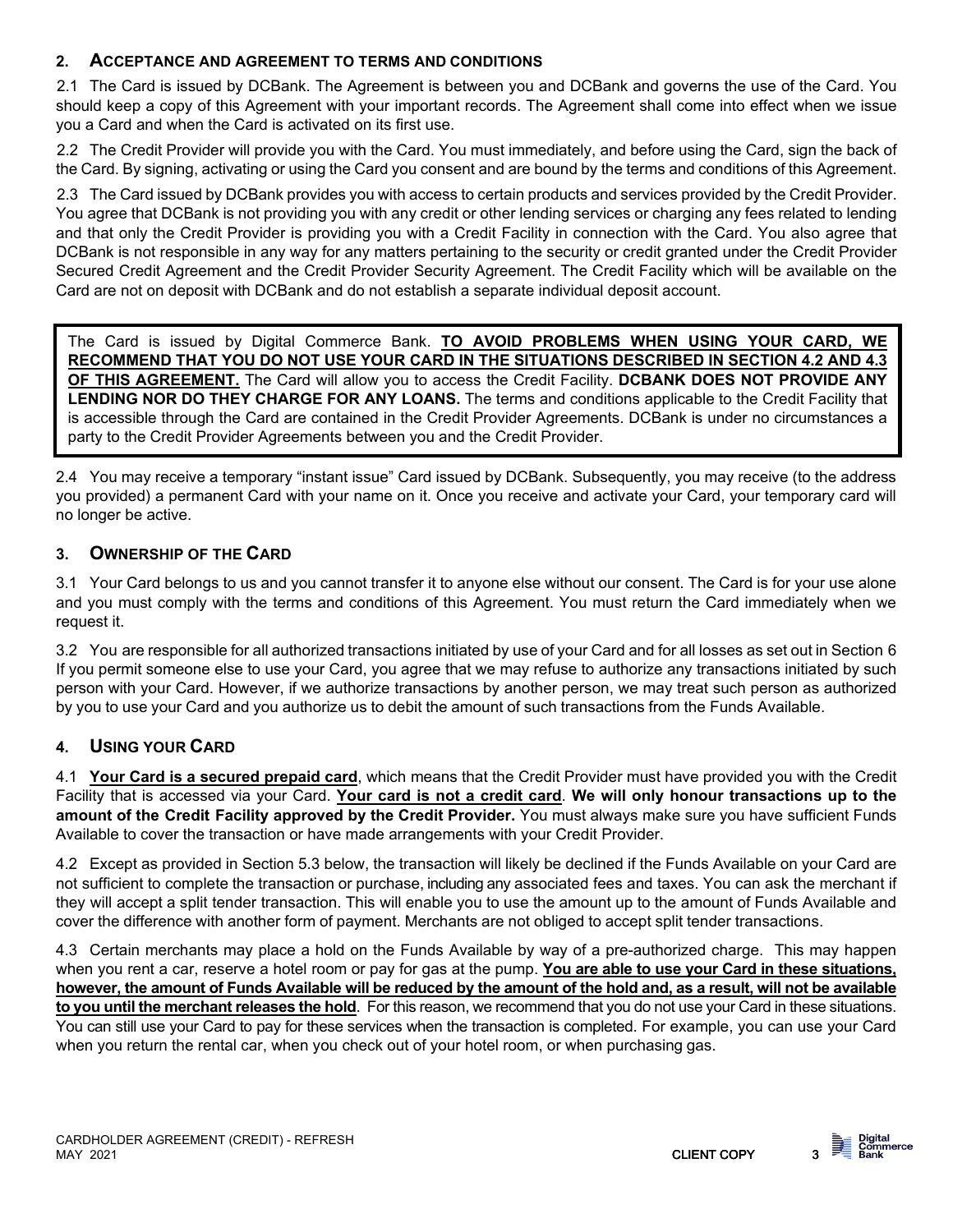## 2. ACCEPTANCE AND AGREEMENT TO TERMS AND CONDITIONS

2.1 The Card is issued by DCBank. The Agreement is between you and DCBank and governs the use of the Card. You should keep a copy of this Agreement with your important records. The Agreement shall come into effect when we issue you a Card and when the Card is activated on its first use.

2.2 The Credit Provider will provide you with the Card. You must immediately, and before using the Card, sign the back of the Card. By signing, activating or using the Card you consent and are bound by the terms and conditions of this Agreement.

2.3 The Card issued by DCBank provides you with access to certain products and services provided by the Credit Provider. You agree that DCBank is not providing you with any credit or other lending services or charging any fees related to lending and that only the Credit Provider is providing you with a Credit Facility in connection with the Card. You also agree that DCBank is not responsible in any way for any matters pertaining to the security or credit granted under the Credit Provider Secured Credit Agreement and the Credit Provider Security Agreement. The Credit Facility which will be available on the Card are not on deposit with DCBank and do not establish a separate individual deposit account.

> The Card is issued by Digital Commerce Bank. **TO AVOID PROBLEMS WHEN USING YOUR CARD, WE RECOMMEND THAT YOU DO NOT USE YOUR CARD IN THE SITUATIONS DESCRIBED IN SECTION 4.2 AND 4.3 OF THIS AGREEMENT.** The Card will allow you to access the Credit Facility. **DCBANK DOES NOT PROVIDE ANY LENDING NOR DO THEY CHARGE FOR ANY LOANS.** The terms and conditions applicable to the Credit Facility that is accessible through the Card are contained in the Credit Provider Agreements. DCBank is under no circumstances a party to the Credit Provider Agreements between you and the Credit Provider.

2.4 You may receive a temporary "instant issue" Card issued by DCBank. Subsequently, you may receive (to the address you provided) a permanent Card with your name on it. Once you receive and activate your Card, your temporary card will no longer be active.

## 3. OWNERSHIP OF THE CARD

3.1 Your Card belongs to us and you cannot transfer it to anyone else without our consent. The Card is for your use alone and you must comply with the terms and conditions of this Agreement. You must return the Card immediately when we request it.

3.2 You are responsible for all authorized transactions initiated by use of your Card and for all losses as set out in Section 6 If you permit someone else to use your Card, you agree that we may refuse to authorize any transactions initiated by such person with your Card. However, if we authorize transactions by another person, we may treat such person as authorized by you to use your Card and you authorize us to debit the amount of such transactions from the Funds Available.

## 4. USING YOUR CARD

4.1 **Your Card is a secured prepaid card**, which means that the Credit Provider must have provided you with the Credit Facility that is accessed via your Card. **Your card is not a credit card**. **We will only honour transactions up to the amount of the Credit Facility approved by the Credit Provider.** You must always make sure you have sufficient Funds Available to cover the transaction or have made arrangements with your Credit Provider.

4.2 Except as provided in Section 5.3 below, the transaction will likely be declined if the Funds Available on your Card are not sufficient to complete the transaction or purchase, including any associated fees and taxes. You can ask the merchant if they will accept a split tender transaction. This will enable you to use the amount up to the amount of Funds Available and cover the difference with another form of payment. Merchants are not obliged to accept split tender transactions.

4.3 Certain merchants may place a hold on the Funds Available by way of a pre-authorized charge. This may happen when you rent a car, reserve a hotel room or pay for gas at the pump. **You are able to use your Card in these situations, however, the amount of Funds Available will be reduced by the amount of the hold and, as a result, will not be available to you until the merchant releases the hold**. For this reason, we recommend that you do not use your Card in these situations. You can still use your Card to pay for these services when the transaction is completed. For example, you can use your Card when you return the rental car, when you check out of your hotel room, or when purchasing gas.

CARDHOLDER AGREEMENT (CREDIT) - REFRESH
MAY 2021

CLIENT COPY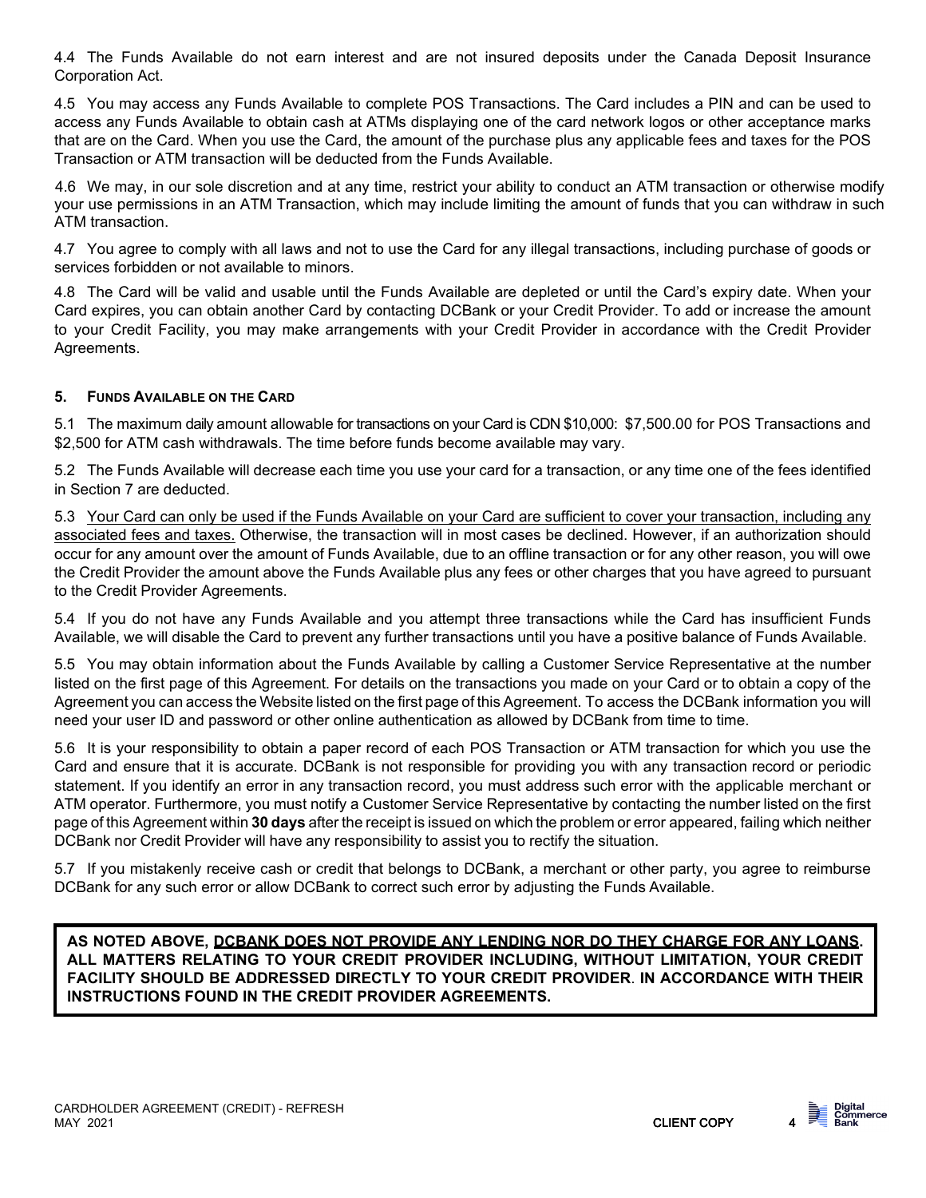4.4 The Funds Available do not earn interest and are not insured deposits under the Canada Deposit Insurance Corporation Act.

4.5 You may access any Funds Available to complete POS Transactions. The Card includes a PIN and can be used to access any Funds Available to obtain cash at ATMs displaying one of the card network logos or other acceptance marks that are on the Card. When you use the Card, the amount of the purchase plus any applicable fees and taxes for the POS Transaction or ATM transaction will be deducted from the Funds Available.

4.6 We may, in our sole discretion and at any time, restrict your ability to conduct an ATM transaction or otherwise modify your use permissions in an ATM Transaction, which may include limiting the amount of funds that you can withdraw in such ATM transaction.

4.7 You agree to comply with all laws and not to use the Card for any illegal transactions, including purchase of goods or services forbidden or not available to minors.

4.8 The Card will be valid and usable until the Funds Available are depleted or until the Card's expiry date. When your Card expires, you can obtain another Card by contacting DCBank or your Credit Provider. To add or increase the amount to your Credit Facility, you may make arrangements with your Credit Provider in accordance with the Credit Provider Agreements.

### 5. FUNDS AVAILABLE ON THE CARD

5.1 The maximum daily amount allowable for transactions on your Card is CDN $10,000: $7,500.00 for POS Transactions and $2,500 for ATM cash withdrawals. The time before funds become available may vary.

5.2 The Funds Available will decrease each time you use your card for a transaction, or any time one of the fees identified in Section 7 are deducted.

5.3 <u>Your Card can only be used if the Funds Available on your Card are sufficient to cover your transaction, including any associated fees and taxes.</u> Otherwise, the transaction will in most cases be declined. However, if an authorization should occur for any amount over the amount of Funds Available, due to an offline transaction or for any other reason, you will owe the Credit Provider the amount above the Funds Available plus any fees or other charges that you have agreed to pursuant to the Credit Provider Agreements.

5.4 If you do not have any Funds Available and you attempt three transactions while the Card has insufficient Funds Available, we will disable the Card to prevent any further transactions until you have a positive balance of Funds Available.

5.5 You may obtain information about the Funds Available by calling a Customer Service Representative at the number listed on the first page of this Agreement. For details on the transactions you made on your Card or to obtain a copy of the Agreement you can access the Website listed on the first page of this Agreement. To access the DCBank information you will need your user ID and password or other online authentication as allowed by DCBank from time to time.

5.6 It is your responsibility to obtain a paper record of each POS Transaction or ATM transaction for which you use the Card and ensure that it is accurate. DCBank is not responsible for providing you with any transaction record or periodic statement. If you identify an error in any transaction record, you must address such error with the applicable merchant or ATM operator. Furthermore, you must notify a Customer Service Representative by contacting the number listed on the first page of this Agreement within **30 days** after the receipt is issued on which the problem or error appeared, failing which neither DCBank nor Credit Provider will have any responsibility to assist you to rectify the situation.

5.7 If you mistakenly receive cash or credit that belongs to DCBank, a merchant or other party, you agree to reimburse DCBank for any such error or allow DCBank to correct such error by adjusting the Funds Available.

**AS NOTED ABOVE, <u>DCBANK DOES NOT PROVIDE ANY LENDING NOR DO THEY CHARGE FOR ANY LOANS</u>. ALL MATTERS RELATING TO YOUR CREDIT PROVIDER INCLUDING, WITHOUT LIMITATION, YOUR CREDIT FACILITY SHOULD BE ADDRESSED DIRECTLY TO YOUR CREDIT PROVIDER. IN ACCORDANCE WITH THEIR INSTRUCTIONS FOUND IN THE CREDIT PROVIDER AGREEMENTS.**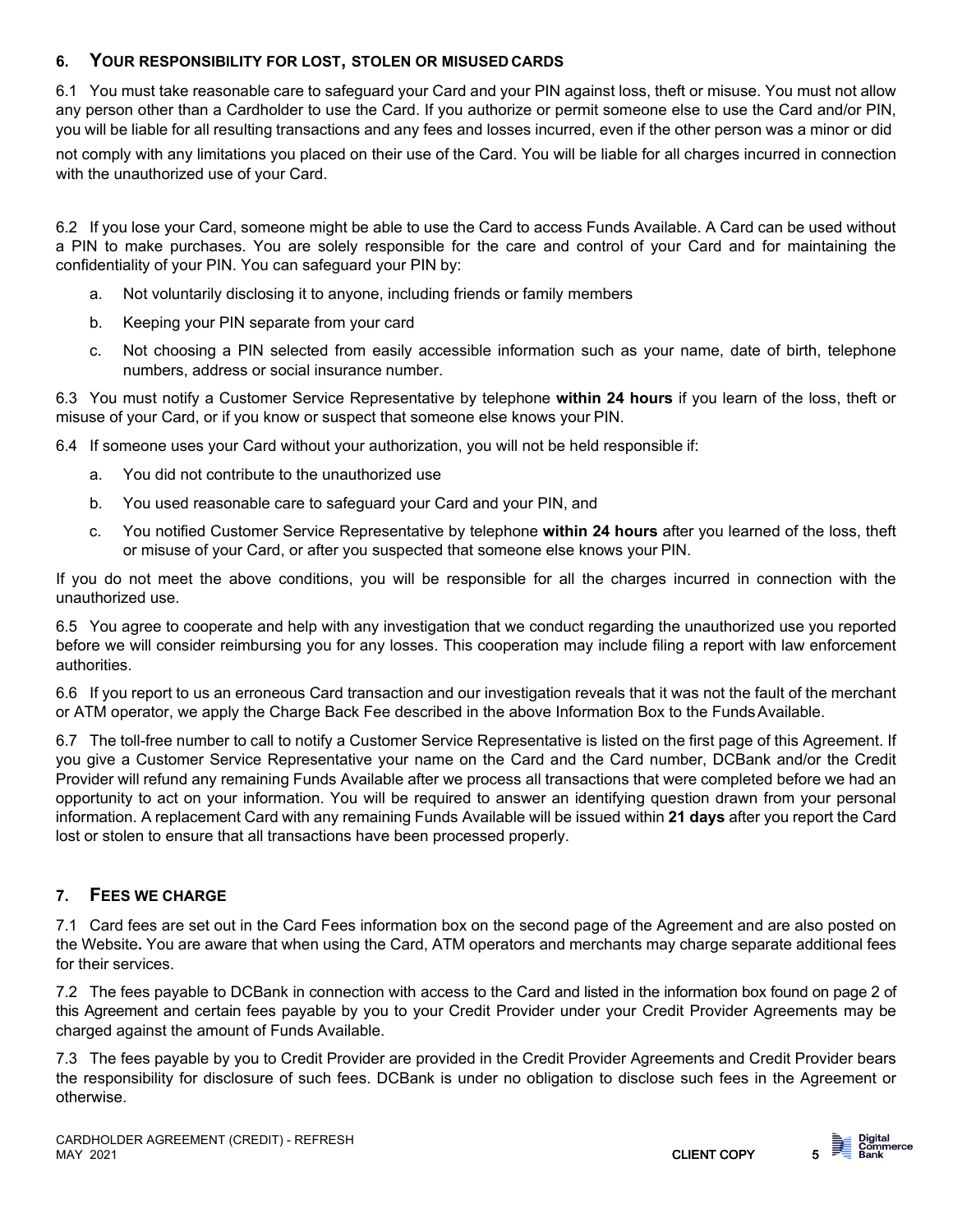## 6. YOUR RESPONSIBILITY FOR LOST, STOLEN OR MISUSED CARDS

6.1 You must take reasonable care to safeguard your Card and your PIN against loss, theft or misuse. You must not allow any person other than a Cardholder to use the Card. If you authorize or permit someone else to use the Card and/or PIN, you will be liable for all resulting transactions and any fees and losses incurred, even if the other person was a minor or did not comply with any limitations you placed on their use of the Card. You will be liable for all charges incurred in connection with the unauthorized use of your Card.

6.2 If you lose your Card, someone might be able to use the Card to access Funds Available. A Card can be used without a PIN to make purchases. You are solely responsible for the care and control of your Card and for maintaining the confidentiality of your PIN. You can safeguard your PIN by:

a. Not voluntarily disclosing it to anyone, including friends or family members

b. Keeping your PIN separate from your card

c. Not choosing a PIN selected from easily accessible information such as your name, date of birth, telephone numbers, address or social insurance number.

6.3 You must notify a Customer Service Representative by telephone **within 24 hours** if you learn of the loss, theft or misuse of your Card, or if you know or suspect that someone else knows your PIN.

6.4 If someone uses your Card without your authorization, you will not be held responsible if:

a. You did not contribute to the unauthorized use

b. You used reasonable care to safeguard your Card and your PIN, and

c. You notified Customer Service Representative by telephone **within 24 hours** after you learned of the loss, theft or misuse of your Card, or after you suspected that someone else knows your PIN.

If you do not meet the above conditions, you will be responsible for all the charges incurred in connection with the unauthorized use.

6.5 You agree to cooperate and help with any investigation that we conduct regarding the unauthorized use you reported before we will consider reimbursing you for any losses. This cooperation may include filing a report with law enforcement authorities.

6.6 If you report to us an erroneous Card transaction and our investigation reveals that it was not the fault of the merchant or ATM operator, we apply the Charge Back Fee described in the above Information Box to the Funds Available.

6.7 The toll-free number to call to notify a Customer Service Representative is listed on the first page of this Agreement. If you give a Customer Service Representative your name on the Card and the Card number, DCBank and/or the Credit Provider will refund any remaining Funds Available after we process all transactions that were completed before we had an opportunity to act on your information. You will be required to answer an identifying question drawn from your personal information. A replacement Card with any remaining Funds Available will be issued within **21 days** after you report the Card lost or stolen to ensure that all transactions have been processed properly.

## 7. FEES WE CHARGE

7.1 Card fees are set out in the Card Fees information box on the second page of the Agreement and are also posted on the Website**.** You are aware that when using the Card, ATM operators and merchants may charge separate additional fees for their services.

7.2 The fees payable to DCBank in connection with access to the Card and listed in the information box found on page 2 of this Agreement and certain fees payable by you to your Credit Provider under your Credit Provider Agreements may be charged against the amount of Funds Available.

7.3 The fees payable by you to Credit Provider are provided in the Credit Provider Agreements and Credit Provider bears the responsibility for disclosure of such fees. DCBank is under no obligation to disclose such fees in the Agreement or otherwise.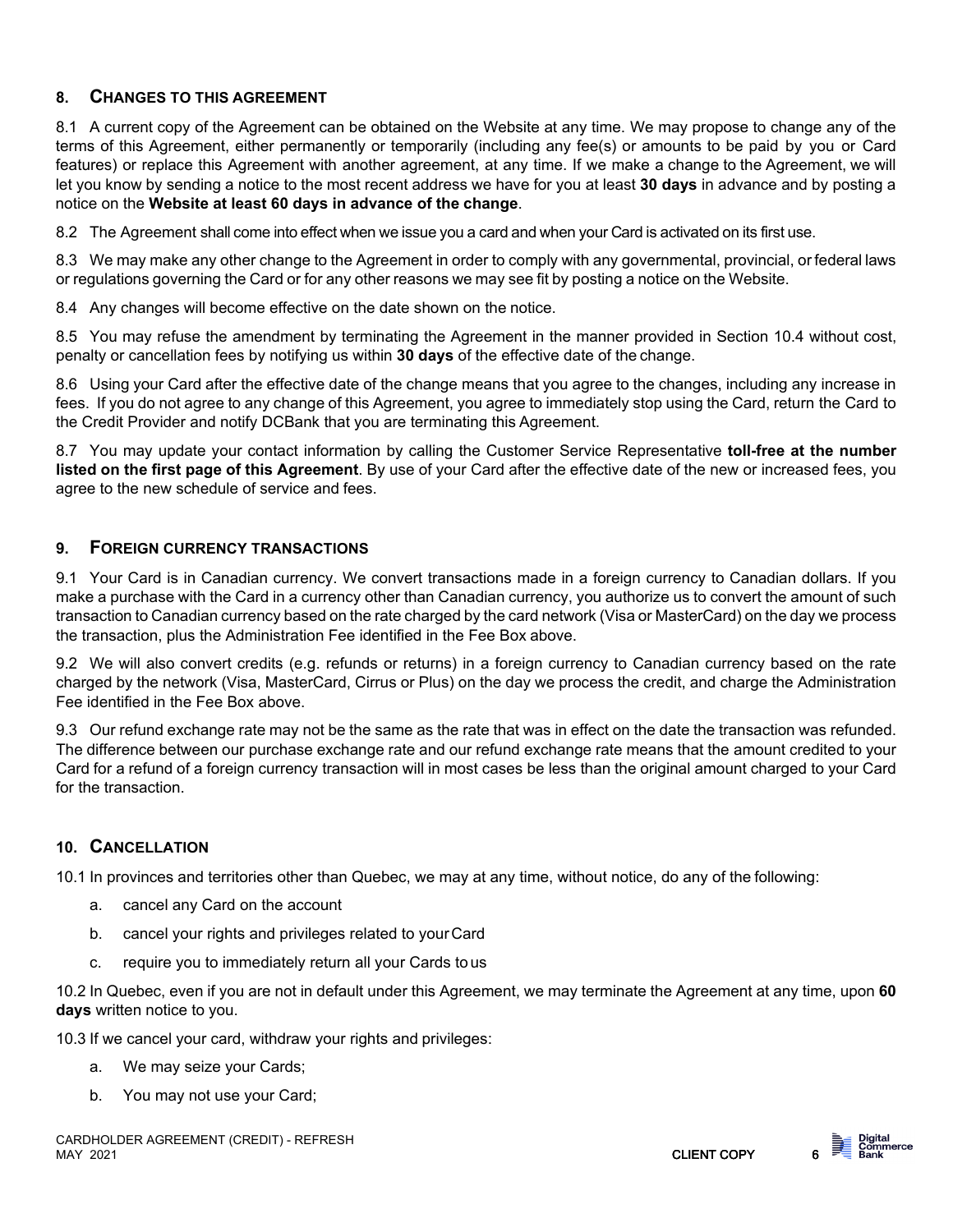## 8. CHANGES TO THIS AGREEMENT

8.1 A current copy of the Agreement can be obtained on the Website at any time. We may propose to change any of the terms of this Agreement, either permanently or temporarily (including any fee(s) or amounts to be paid by you or Card features) or replace this Agreement with another agreement, at any time. If we make a change to the Agreement, we will let you know by sending a notice to the most recent address we have for you at least **30 days** in advance and by posting a notice on the **Website at least 60 days in advance of the change**.

8.2 The Agreement shall come into effect when we issue you a card and when your Card is activated on its first use.

8.3 We may make any other change to the Agreement in order to comply with any governmental, provincial, or federal laws or regulations governing the Card or for any other reasons we may see fit by posting a notice on the Website.

8.4 Any changes will become effective on the date shown on the notice.

8.5 You may refuse the amendment by terminating the Agreement in the manner provided in Section 10.4 without cost, penalty or cancellation fees by notifying us within **30 days** of the effective date of the change.

8.6 Using your Card after the effective date of the change means that you agree to the changes, including any increase in fees. If you do not agree to any change of this Agreement, you agree to immediately stop using the Card, return the Card to the Credit Provider and notify DCBank that you are terminating this Agreement.

8.7 You may update your contact information by calling the Customer Service Representative **toll-free at the number listed on the first page of this Agreement**. By use of your Card after the effective date of the new or increased fees, you agree to the new schedule of service and fees.

## 9. FOREIGN CURRENCY TRANSACTIONS

9.1 Your Card is in Canadian currency. We convert transactions made in a foreign currency to Canadian dollars. If you make a purchase with the Card in a currency other than Canadian currency, you authorize us to convert the amount of such transaction to Canadian currency based on the rate charged by the card network (Visa or MasterCard) on the day we process the transaction, plus the Administration Fee identified in the Fee Box above.

9.2 We will also convert credits (e.g. refunds or returns) in a foreign currency to Canadian currency based on the rate charged by the network (Visa, MasterCard, Cirrus or Plus) on the day we process the credit, and charge the Administration Fee identified in the Fee Box above.

9.3 Our refund exchange rate may not be the same as the rate that was in effect on the date the transaction was refunded. The difference between our purchase exchange rate and our refund exchange rate means that the amount credited to your Card for a refund of a foreign currency transaction will in most cases be less than the original amount charged to your Card for the transaction.

## 10. CANCELLATION

10.1 In provinces and territories other than Quebec, we may at any time, without notice, do any of the following:

a. cancel any Card on the account
b. cancel your rights and privileges related to your Card
c. require you to immediately return all your Cards to us

10.2 In Quebec, even if you are not in default under this Agreement, we may terminate the Agreement at any time, upon **60 days** written notice to you.

10.3 If we cancel your card, withdraw your rights and privileges:

a. We may seize your Cards;
b. You may not use your Card;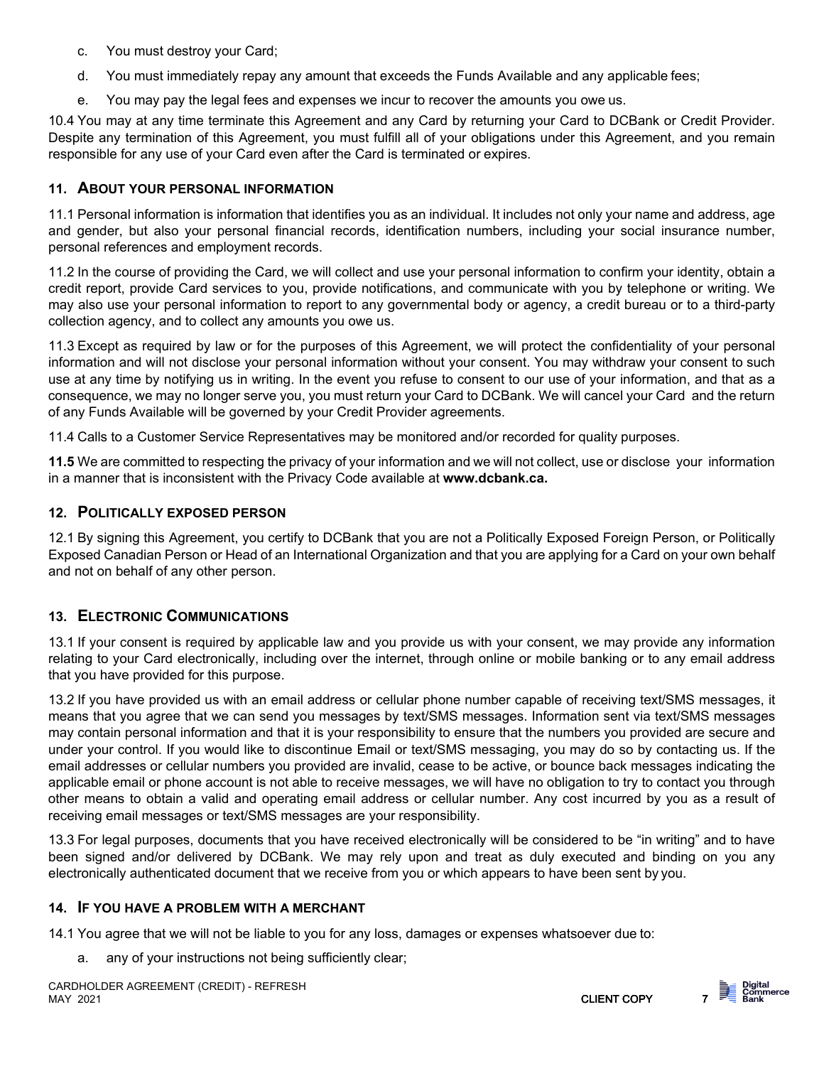c. You must destroy your Card;

d. You must immediately repay any amount that exceeds the Funds Available and any applicable fees;

e. You may pay the legal fees and expenses we incur to recover the amounts you owe us.

10.4 You may at any time terminate this Agreement and any Card by returning your Card to DCBank or Credit Provider. Despite any termination of this Agreement, you must fulfill all of your obligations under this Agreement, and you remain responsible for any use of your Card even after the Card is terminated or expires.

## 11. ABOUT YOUR PERSONAL INFORMATION

11.1 Personal information is information that identifies you as an individual. It includes not only your name and address, age and gender, but also your personal financial records, identification numbers, including your social insurance number, personal references and employment records.

11.2 In the course of providing the Card, we will collect and use your personal information to confirm your identity, obtain a credit report, provide Card services to you, provide notifications, and communicate with you by telephone or writing. We may also use your personal information to report to any governmental body or agency, a credit bureau or to a third-party collection agency, and to collect any amounts you owe us.

11.3 Except as required by law or for the purposes of this Agreement, we will protect the confidentiality of your personal information and will not disclose your personal information without your consent. You may withdraw your consent to such use at any time by notifying us in writing. In the event you refuse to consent to our use of your information, and that as a consequence, we may no longer serve you, you must return your Card to DCBank. We will cancel your Card and the return of any Funds Available will be governed by your Credit Provider agreements.

11.4 Calls to a Customer Service Representatives may be monitored and/or recorded for quality purposes.

**11.5** We are committed to respecting the privacy of your information and we will not collect, use or disclose your information in a manner that is inconsistent with the Privacy Code available at **www.dcbank.ca.**

## 12. POLITICALLY EXPOSED PERSON

12.1 By signing this Agreement, you certify to DCBank that you are not a Politically Exposed Foreign Person, or Politically Exposed Canadian Person or Head of an International Organization and that you are applying for a Card on your own behalf and not on behalf of any other person.

## 13. ELECTRONIC COMMUNICATIONS

13.1 If your consent is required by applicable law and you provide us with your consent, we may provide any information relating to your Card electronically, including over the internet, through online or mobile banking or to any email address that you have provided for this purpose.

13.2 If you have provided us with an email address or cellular phone number capable of receiving text/SMS messages, it means that you agree that we can send you messages by text/SMS messages. Information sent via text/SMS messages may contain personal information and that it is your responsibility to ensure that the numbers you provided are secure and under your control. If you would like to discontinue Email or text/SMS messaging, you may do so by contacting us. If the email addresses or cellular numbers you provided are invalid, cease to be active, or bounce back messages indicating the applicable email or phone account is not able to receive messages, we will have no obligation to try to contact you through other means to obtain a valid and operating email address or cellular number. Any cost incurred by you as a result of receiving email messages or text/SMS messages are your responsibility.

13.3 For legal purposes, documents that you have received electronically will be considered to be "in writing" and to have been signed and/or delivered by DCBank. We may rely upon and treat as duly executed and binding on you any electronically authenticated document that we receive from you or which appears to have been sent by you.

## 14. IF YOU HAVE A PROBLEM WITH A MERCHANT

14.1 You agree that we will not be liable to you for any loss, damages or expenses whatsoever due to:

a. any of your instructions not being sufficiently clear;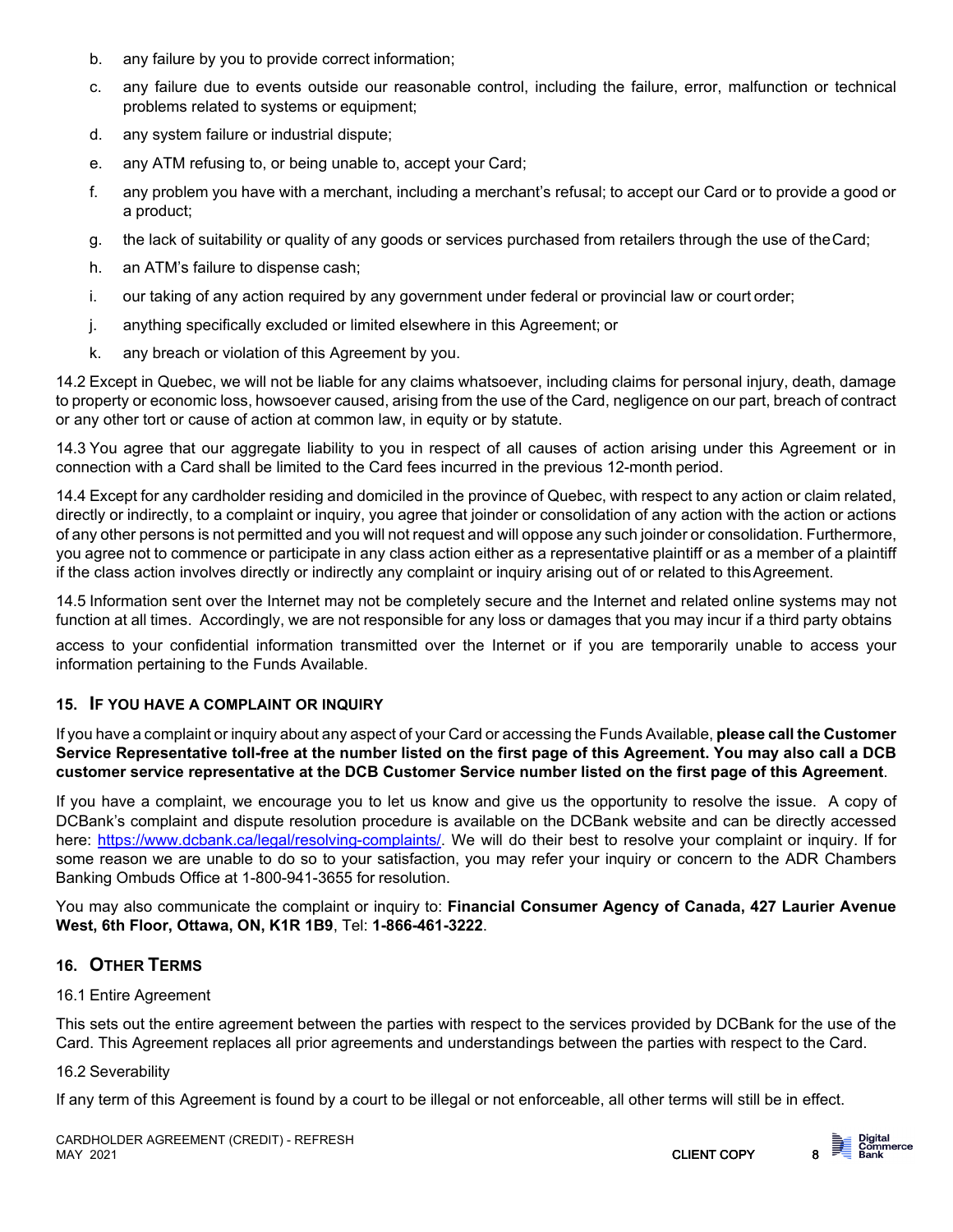b. any failure by you to provide correct information;

c. any failure due to events outside our reasonable control, including the failure, error, malfunction or technical problems related to systems or equipment;

d. any system failure or industrial dispute;

e. any ATM refusing to, or being unable to, accept your Card;

f. any problem you have with a merchant, including a merchant's refusal; to accept our Card or to provide a good or a product;

g. the lack of suitability or quality of any goods or services purchased from retailers through the use of the Card;

h. an ATM's failure to dispense cash;

i. our taking of any action required by any government under federal or provincial law or court order;

j. anything specifically excluded or limited elsewhere in this Agreement; or

k. any breach or violation of this Agreement by you.

14.2 Except in Quebec, we will not be liable for any claims whatsoever, including claims for personal injury, death, damage to property or economic loss, howsoever caused, arising from the use of the Card, negligence on our part, breach of contract or any other tort or cause of action at common law, in equity or by statute.

14.3 You agree that our aggregate liability to you in respect of all causes of action arising under this Agreement or in connection with a Card shall be limited to the Card fees incurred in the previous 12-month period.

14.4 Except for any cardholder residing and domiciled in the province of Quebec, with respect to any action or claim related, directly or indirectly, to a complaint or inquiry, you agree that joinder or consolidation of any action with the action or actions of any other persons is not permitted and you will not request and will oppose any such joinder or consolidation. Furthermore, you agree not to commence or participate in any class action either as a representative plaintiff or as a member of a plaintiff if the class action involves directly or indirectly any complaint or inquiry arising out of or related to this Agreement.

14.5 Information sent over the Internet may not be completely secure and the Internet and related online systems may not function at all times. Accordingly, we are not responsible for any loss or damages that you may incur if a third party obtains access to your confidential information transmitted over the Internet or if you are temporarily unable to access your information pertaining to the Funds Available.

## 15. If You Have a Complaint or Inquiry

If you have a complaint or inquiry about any aspect of your Card or accessing the Funds Available, **please call the Customer Service Representative toll-free at the number listed on the first page of this Agreement. You may also call a DCB customer service representative at the DCB Customer Service number listed on the first page of this Agreement**.

If you have a complaint, we encourage you to let us know and give us the opportunity to resolve the issue. A copy of DCBank's complaint and dispute resolution procedure is available on the DCBank website and can be directly accessed here: https://www.dcbank.ca/legal/resolving-complaints/. We will do their best to resolve your complaint or inquiry. If for some reason we are unable to do so to your satisfaction, you may refer your inquiry or concern to the ADR Chambers Banking Ombuds Office at 1-800-941-3655 for resolution.

You may also communicate the complaint or inquiry to: **Financial Consumer Agency of Canada, 427 Laurier Avenue West, 6th Floor, Ottawa, ON, K1R 1B9**, Tel: **1-866-461-3222**.

## 16. Other Terms

16.1 Entire Agreement

This sets out the entire agreement between the parties with respect to the services provided by DCBank for the use of the Card. This Agreement replaces all prior agreements and understandings between the parties with respect to the Card.

16.2 Severability

If any term of this Agreement is found by a court to be illegal or not enforceable, all other terms will still be in effect.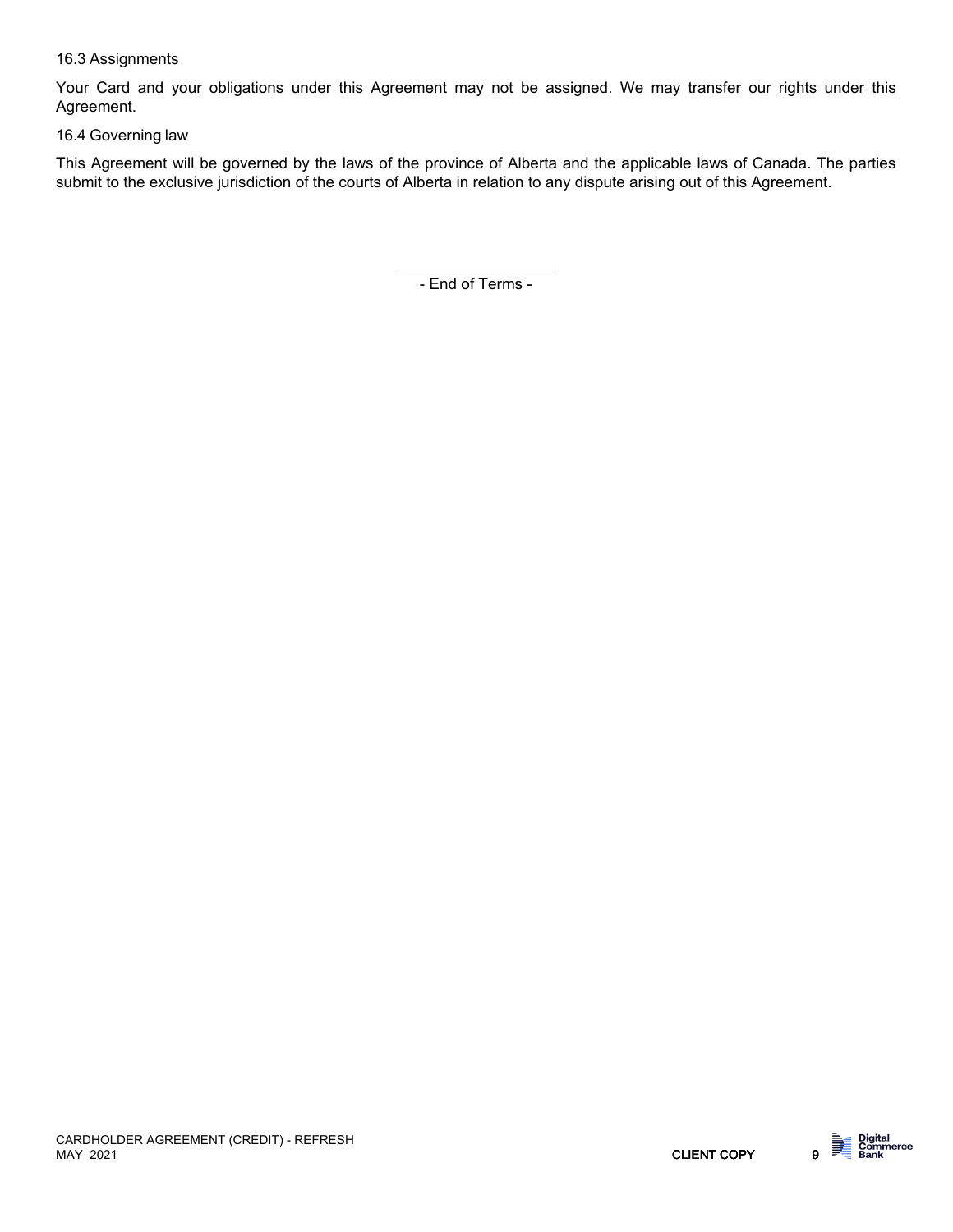16.3 Assignments

Your Card and your obligations under this Agreement may not be assigned. We may transfer our rights under this Agreement.

16.4 Governing law

This Agreement will be governed by the laws of the province of Alberta and the applicable laws of Canada. The parties submit to the exclusive jurisdiction of the courts of Alberta in relation to any dispute arising out of this Agreement.

- End of Terms -